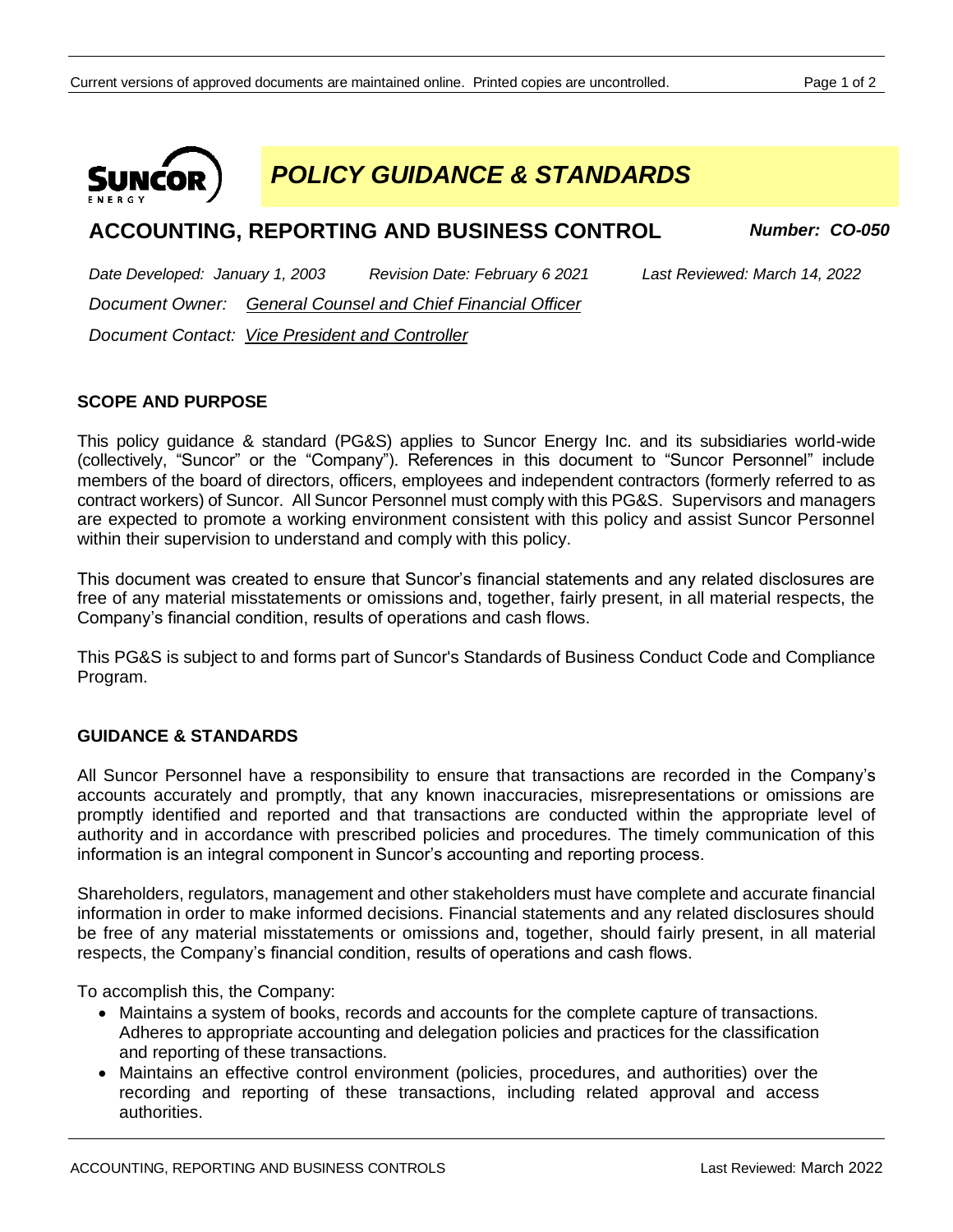# POLICY GUIDANCE & STANDARDS

## ACCOUNTING, REPORTING AND BUSINESS CONTROL

***Number: CO-050***

*Date Developed: January 1, 2003* *Revision Date: February 6 2021* *Last Reviewed: March 14, 2022*

*Document Owner: General Counsel and Chief Financial Officer*

*Document Contact: Vice President and Controller*

### SCOPE AND PURPOSE

This policy guidance & standard (PG&S) applies to Suncor Energy Inc. and its subsidiaries world-wide (collectively, "Suncor" or the "Company"). References in this document to "Suncor Personnel" include members of the board of directors, officers, employees and independent contractors (formerly referred to as contract workers) of Suncor. All Suncor Personnel must comply with this PG&S. Supervisors and managers are expected to promote a working environment consistent with this policy and assist Suncor Personnel within their supervision to understand and comply with this policy.

This document was created to ensure that Suncor's financial statements and any related disclosures are free of any material misstatements or omissions and, together, fairly present, in all material respects, the Company's financial condition, results of operations and cash flows.

This PG&S is subject to and forms part of Suncor's Standards of Business Conduct Code and Compliance Program.

### GUIDANCE & STANDARDS

All Suncor Personnel have a responsibility to ensure that transactions are recorded in the Company's accounts accurately and promptly, that any known inaccuracies, misrepresentations or omissions are promptly identified and reported and that transactions are conducted within the appropriate level of authority and in accordance with prescribed policies and procedures. The timely communication of this information is an integral component in Suncor's accounting and reporting process.

Shareholders, regulators, management and other stakeholders must have complete and accurate financial information in order to make informed decisions. Financial statements and any related disclosures should be free of any material misstatements or omissions and, together, should fairly present, in all material respects, the Company's financial condition, results of operations and cash flows.

To accomplish this, the Company:

- Maintains a system of books, records and accounts for the complete capture of transactions. Adheres to appropriate accounting and delegation policies and practices for the classification and reporting of these transactions.
- Maintains an effective control environment (policies, procedures, and authorities) over the recording and reporting of these transactions, including related approval and access authorities.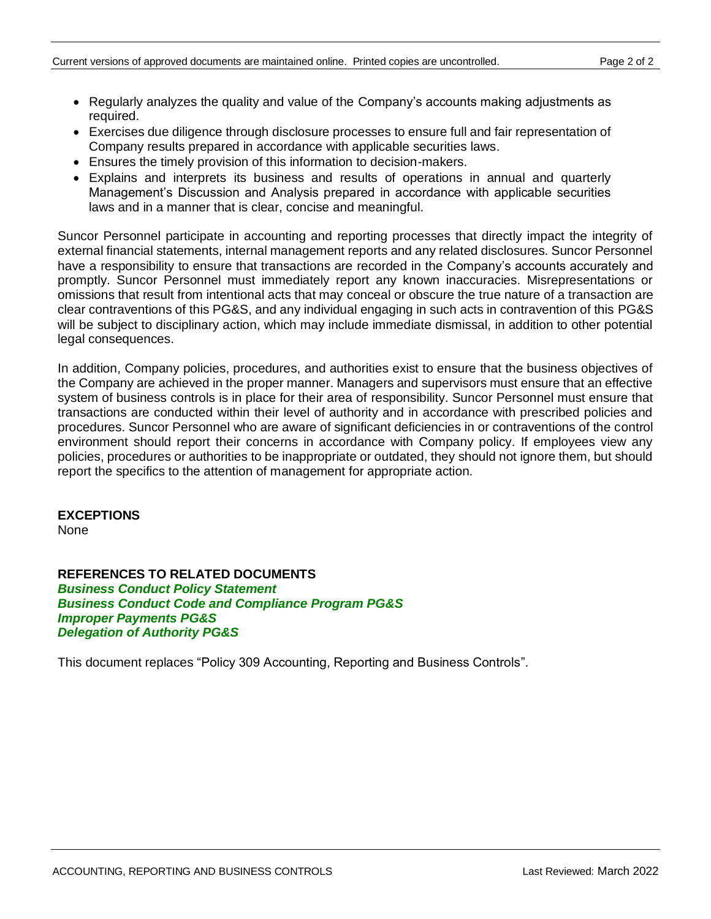- Regularly analyzes the quality and value of the Company's accounts making adjustments as required.
- Exercises due diligence through disclosure processes to ensure full and fair representation of Company results prepared in accordance with applicable securities laws.
- Ensures the timely provision of this information to decision-makers.
- Explains and interprets its business and results of operations in annual and quarterly Management's Discussion and Analysis prepared in accordance with applicable securities laws and in a manner that is clear, concise and meaningful.

Suncor Personnel participate in accounting and reporting processes that directly impact the integrity of external financial statements, internal management reports and any related disclosures. Suncor Personnel have a responsibility to ensure that transactions are recorded in the Company's accounts accurately and promptly. Suncor Personnel must immediately report any known inaccuracies. Misrepresentations or omissions that result from intentional acts that may conceal or obscure the true nature of a transaction are clear contraventions of this PG&S, and any individual engaging in such acts in contravention of this PG&S will be subject to disciplinary action, which may include immediate dismissal, in addition to other potential legal consequences.

In addition, Company policies, procedures, and authorities exist to ensure that the business objectives of the Company are achieved in the proper manner. Managers and supervisors must ensure that an effective system of business controls is in place for their area of responsibility. Suncor Personnel must ensure that transactions are conducted within their level of authority and in accordance with prescribed policies and procedures. Suncor Personnel who are aware of significant deficiencies in or contraventions of the control environment should report their concerns in accordance with Company policy. If employees view any policies, procedures or authorities to be inappropriate or outdated, they should not ignore them, but should report the specifics to the attention of management for appropriate action.

**EXCEPTIONS**

None

**REFERENCES TO RELATED DOCUMENTS**

***Business Conduct Policy Statement***
***Business Conduct Code and Compliance Program PG&S***
***Improper Payments PG&S***
***Delegation of Authority PG&S***

This document replaces "Policy 309 Accounting, Reporting and Business Controls".